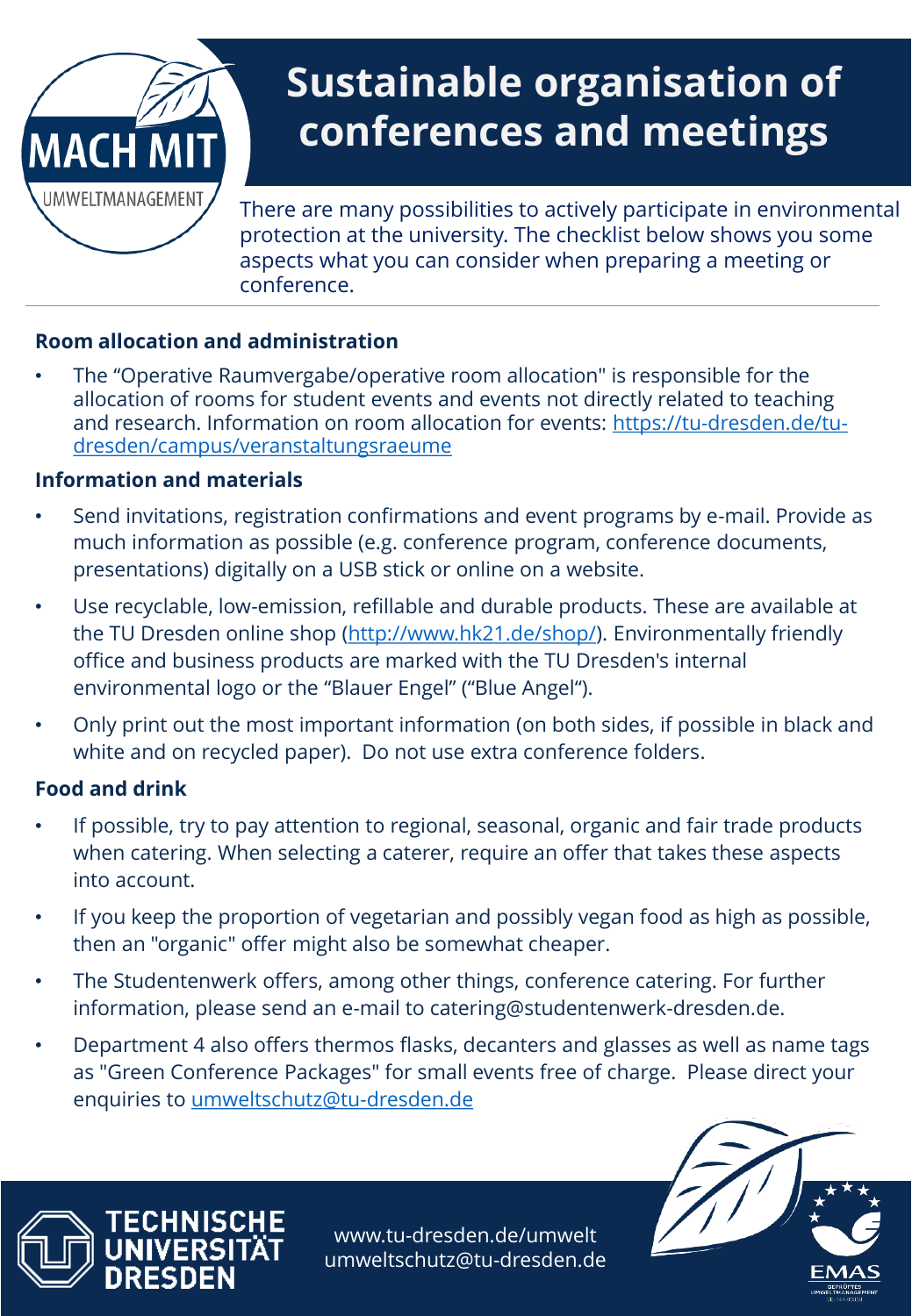MACH MIT
UMWELTMANAGEMENT

# Sustainable organisation of conferences and meetings

There are many possibilities to actively participate in environmental protection at the university. The checklist below shows you some aspects what you can consider when preparing a meeting or conference.

## Room allocation and administration

- The “Operative Raumvergabe/operative room allocation" is responsible for the allocation of rooms for student events and events not directly related to teaching and research. Information on room allocation for events: https://tu-dresden.de/tu-dresden/campus/veranstaltungsraeume

## Information and materials

- Send invitations, registration confirmations and event programs by e-mail. Provide as much information as possible (e.g. conference program, conference documents, presentations) digitally on a USB stick or online on a website.
- Use recyclable, low-emission, refillable and durable products. These are available at the TU Dresden online shop (http://www.hk21.de/shop/). Environmentally friendly office and business products are marked with the TU Dresden's internal environmental logo or the “Blauer Engel” (“Blue Angel“).
- Only print out the most important information (on both sides, if possible in black and white and on recycled paper). Do not use extra conference folders.

## Food and drink

- If possible, try to pay attention to regional, seasonal, organic and fair trade products when catering. When selecting a caterer, require an offer that takes these aspects into account.
- If you keep the proportion of vegetarian and possibly vegan food as high as possible, then an "organic" offer might also be somewhat cheaper.
- The Studentenwerk offers, among other things, conference catering. For further information, please send an e-mail to catering@studentenwerk-dresden.de.
- Department 4 also offers thermos flasks, decanters and glasses as well as name tags as "Green Conference Packages" for small events free of charge. Please direct your enquiries to umweltschutz@tu-dresden.de

TECHNISCHE UNIVERSITÄT DRESDEN

www.tu-dresden.de/umwelt
umweltschutz@tu-dresden.de

EMAS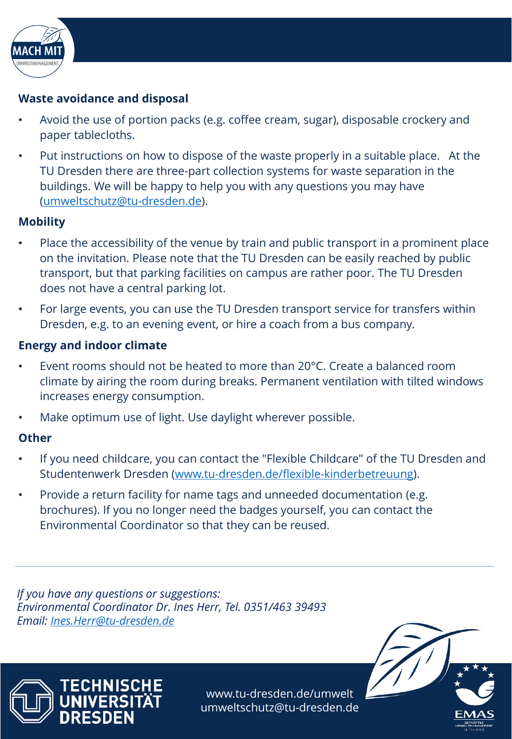### Waste avoidance and disposal

- Avoid the use of portion packs (e.g. coffee cream, sugar), disposable crockery and paper tablecloths.
- Put instructions on how to dispose of the waste properly in a suitable place. At the TU Dresden there are three-part collection systems for waste separation in the buildings. We will be happy to help you with any questions you may have (umweltschutz@tu-dresden.de).

### Mobility

- Place the accessibility of the venue by train and public transport in a prominent place on the invitation. Please note that the TU Dresden can be easily reached by public transport, but that parking facilities on campus are rather poor. The TU Dresden does not have a central parking lot.
- For large events, you can use the TU Dresden transport service for transfers within Dresden, e.g. to an evening event, or hire a coach from a bus company.

### Energy and indoor climate

- Event rooms should not be heated to more than 20°C. Create a balanced room climate by airing the room during breaks. Permanent ventilation with tilted windows increases energy consumption.
- Make optimum use of light. Use daylight wherever possible.

### Other

- If you need childcare, you can contact the "Flexible Childcare" of the TU Dresden and Studentenwerk Dresden (www.tu-dresden.de/flexible-kinderbetreuung).
- Provide a return facility for name tags and unneeded documentation (e.g. brochures). If you no longer need the badges yourself, you can contact the Environmental Coordinator so that they can be reused.

---

*If you have any questions or suggestions:*
*Environmental Coordinator Dr. Ines Herr, Tel. 0351/463 39493*
*Email: Ines.Herr@tu-dresden.de*

www.tu-dresden.de/umwelt
umweltschutz@tu-dresden.de